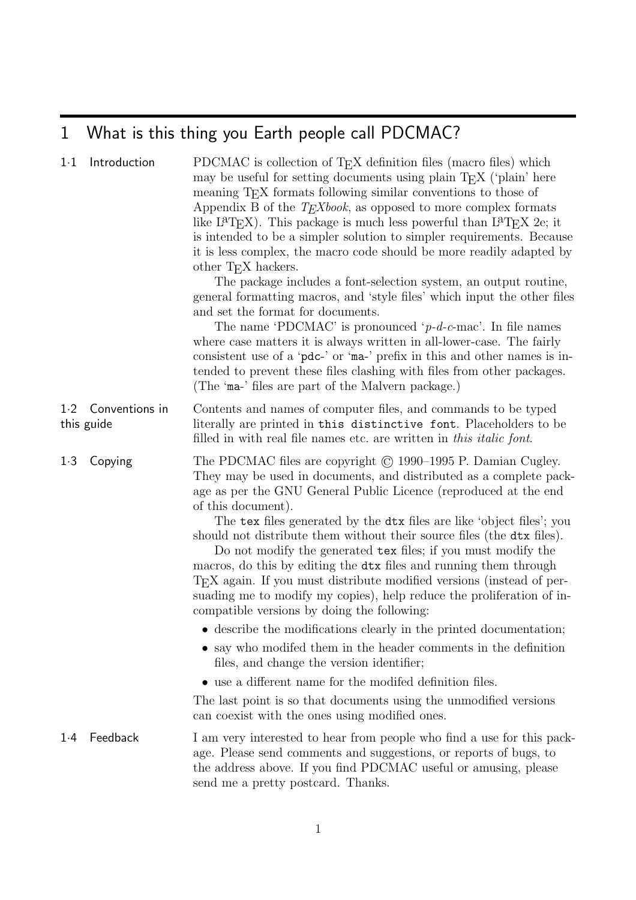# 1 What is this thing you Earth people call PDCMAC?

## 1·1 Introduction

PDCMAC is collection of TEX definition files (macro files) which may be useful for setting documents using plain TEX ('plain' here meaning TEX formats following similar conventions to those of Appendix B of the *TEXbook*, as opposed to more complex formats like LaTEX). This package is much less powerful than LaTEX 2e; it is intended to be a simpler solution to simpler requirements. Because it is less complex, the macro code should be more readily adapted by other TEX hackers.

The package includes a font-selection system, an output routine, general formatting macros, and 'style files' which input the other files and set the format for documents.

The name 'PDCMAC' is pronounced '*p*-*d*-*c*-mac'. In file names where case matters it is always written in all-lower-case. The fairly consistent use of a '`pdc-`' or '`ma-`' prefix in this and other names is intended to prevent these files clashing with files from other packages. (The '`ma-`' files are part of the Malvern package.)

## 1·2 Conventions in this guide

Contents and names of computer files, and commands to be typed literally are printed in `this distinctive font`. Placeholders to be filled in with real file names etc. are written in *this italic font*.

## 1·3 Copying

The PDCMAC files are copyright © 1990–1995 P. Damian Cugley. They may be used in documents, and distributed as a complete package as per the GNU General Public Licence (reproduced at the end of this document).

The `tex` files generated by the `dtx` files are like 'object files'; you should not distribute them without their source files (the `dtx` files).

Do not modify the generated `tex` files; if you must modify the macros, do this by editing the `dtx` files and running them through TEX again. If you must distribute modified versions (instead of persuading me to modify my copies), help reduce the proliferation of incompatible versions by doing the following:

- describe the modifications clearly in the printed documentation;
- say who modifed them in the header comments in the definition files, and change the version identifier;
- use a different name for the modifed definition files.

The last point is so that documents using the unmodified versions can coexist with the ones using modified ones.

## 1·4 Feedback

I am very interested to hear from people who find a use for this package. Please send comments and suggestions, or reports of bugs, to the address above. If you find PDCMAC useful or amusing, please send me a pretty postcard. Thanks.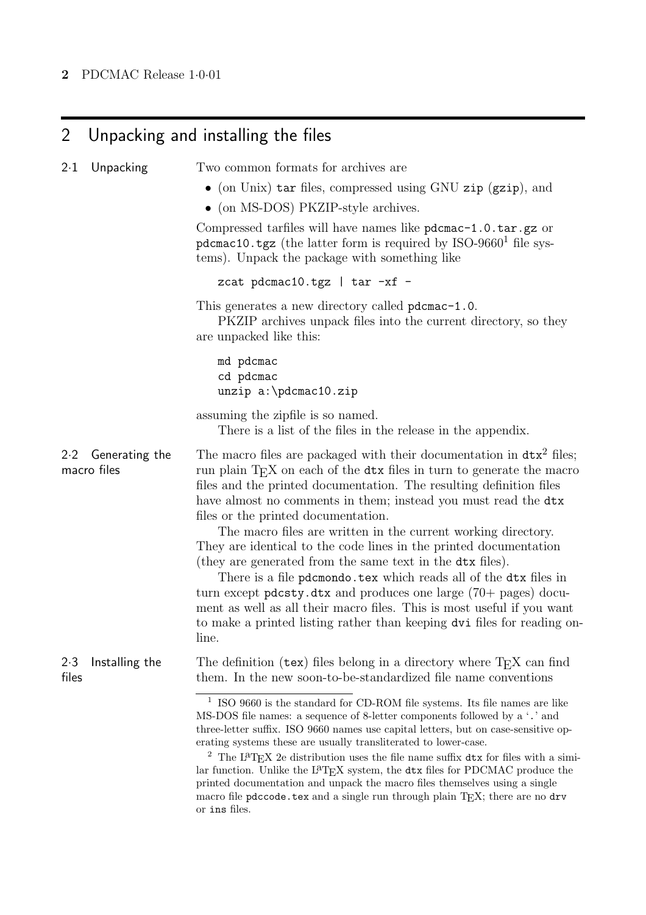## 2 Unpacking and installing the files

### 2·1 Unpacking

Two common formats for archives are

- (on Unix) `tar` files, compressed using GNU `zip` (`gzip`), and
- (on MS-DOS) PKZIP-style archives.

Compressed tarfiles will have names like `pdcmac-1.0.tar.gz` or `pdcmac10.tgz` (the latter form is required by ISO-9660[1] file systems). Unpack the package with something like

```
zcat pdcmac10.tgz | tar -xf -
```

This generates a new directory called `pdcmac-1.0`.

PKZIP archives unpack files into the current directory, so they are unpacked like this:

```
md pdcmac
cd pdcmac
unzip a:\pdcmac10.zip
```

assuming the zipfile is so named.

There is a list of the files in the release in the appendix.

### 2·2 Generating the macro files

The macro files are packaged with their documentation in `dtx`[2] files; run plain TEX on each of the `dtx` files in turn to generate the macro files and the printed documentation. The resulting definition files have almost no comments in them; instead you must read the `dtx` files or the printed documentation.

The macro files are written in the current working directory. They are identical to the code lines in the printed documentation (they are generated from the same text in the `dtx` files).

There is a file `pdcmondo.tex` which reads all of the `dtx` files in turn except `pdcsty.dtx` and produces one large (70+ pages) document as well as all their macro files. This is most useful if you want to make a printed listing rather than keeping `dvi` files for reading online.

### 2·3 Installing the files

The definition (`tex`) files belong in a directory where TEX can find them. In the new soon-to-be-standardized file name conventions

---

[1] ISO 9660 is the standard for CD-ROM file systems. Its file names are like MS-DOS file names: a sequence of 8-letter components followed by a '`.`' and three-letter suffix. ISO 9660 names use capital letters, but on case-sensitive operating systems these are usually transliterated to lower-case.

[2] The LaTEX 2e distribution uses the file name suffix `dtx` for files with a similar function. Unlike the LaTEX system, the `dtx` files for PDCMAC produce the printed documentation and unpack the macro files themselves using a single macro file `pdccode.tex` and a single run through plain TEX; there are no `drv` or `ins` files.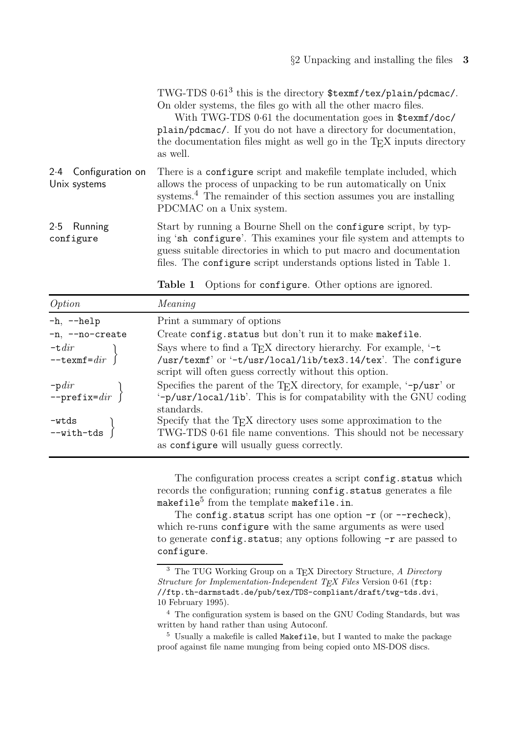TWG-TDS 0·61[3] this is the directory `$texmf/tex/plain/pdcmac/`. On older systems, the files go with all the other macro files.

With TWG-TDS 0·61 the documentation goes in `$texmf/doc/plain/pdcmac/`. If you do not have a directory for documentation, the documentation files might as well go in the TEX inputs directory as well.

### 2·4 Configuration on Unix systems

There is a `configure` script and makefile template included, which allows the process of unpacking to be run automatically on Unix systems.[4] The remainder of this section assumes you are installing PDCMAC on a Unix system.

### 2·5 Running `configure`

Start by running a Bourne Shell on the `configure` script, by typing '`sh configure`'. This examines your file system and attempts to guess suitable directories in which to put macro and documentation files. The `configure` script understands options listed in Table 1.

**Table 1** Options for `configure`. Other options are ignored.

| *Option* | *Meaning* |
|---|---|
| `-h`, `--help` | Print a summary of options |
| `-n`, `--no-create` | Create `config.status` but don't run it to make `makefile`. |
| `-t`*dir*, `--texmf=`*dir* | Says where to find a TEX directory hierarchy. For example, '`-t /usr/texmf`' or '`-t/usr/local/lib/tex3.14/tex`'. The `configure` script will often guess correctly without this option. |
| `-p`*dir*, `--prefix=`*dir* | Specifies the parent of the TEX directory, for example, '`-p/usr`' or '`-p/usr/local/lib`'. This is for compatability with the GNU coding standards. |
| `-wtds`, `--with-tds` | Specify that the TEX directory uses some approximation to the TWG-TDS 0·61 file name conventions. This should not be necessary as `configure` will usually guess correctly. |

The configuration process creates a script `config.status` which records the configuration; running `config.status` generates a file `makefile`[5] from the template `makefile.in`.

The `config.status` script has one option `-r` (or `--recheck`), which re-runs `configure` with the same arguments as were used to generate `config.status`; any options following `-r` are passed to `configure`.

---

[3] The TUG Working Group on a TEX Directory Structure, *A Directory Structure for Implementation-Independent TEX Files* Version 0·61 (`ftp://ftp.th-darmstadt.de/pub/tex/TDS-compliant/draft/twg-tds.dvi`, 10 February 1995).

[4] The configuration system is based on the GNU Coding Standards, but was written by hand rather than using Autoconf.

[5] Usually a makefile is called `Makefile`, but I wanted to make the package proof against file name munging from being copied onto MS-DOS discs.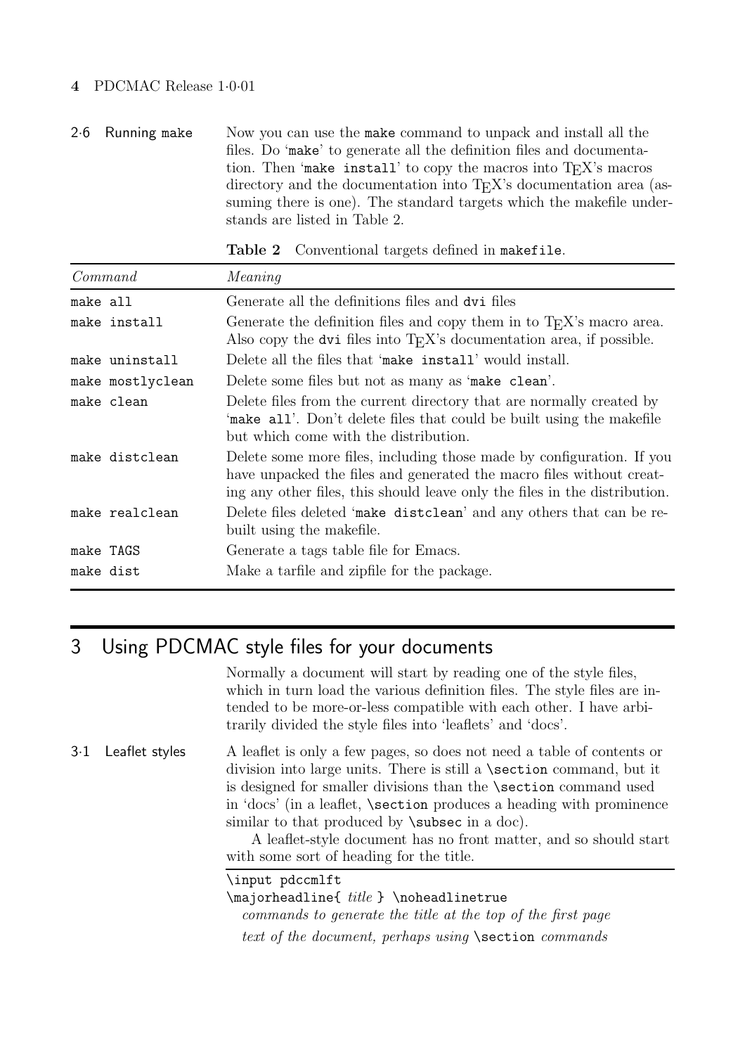### 2·6 Running make

Now you can use the `make` command to unpack and install all the files. Do '`make`' to generate all the definition files and documentation. Then '`make install`' to copy the macros into TEX's macros directory and the documentation into TEX's documentation area (assuming there is one). The standard targets which the makefile understands are listed in Table 2.

**Table 2** Conventional targets defined in `makefile`.

| *Command* | *Meaning* |
|---|---|
| `make all` | Generate all the definitions files and `dvi` files |
| `make install` | Generate the definition files and copy them in to TEX's macro area. Also copy the `dvi` files into TEX's documentation area, if possible. |
| `make uninstall` | Delete all the files that '`make install`' would install. |
| `make mostlyclean` | Delete some files but not as many as '`make clean`'. |
| `make clean` | Delete files from the current directory that are normally created by '`make all`'. Don't delete files that could be built using the makefile but which come with the distribution. |
| `make distclean` | Delete some more files, including those made by configuration. If you have unpacked the files and generated the macro files without creating any other files, this should leave only the files in the distribution. |
| `make realclean` | Delete files deleted '`make distclean`' and any others that can be rebuilt using the makefile. |
| `make TAGS` | Generate a tags table file for Emacs. |
| `make dist` | Make a tarfile and zipfile for the package. |

## 3 Using PDCMAC style files for your documents

Normally a document will start by reading one of the style files, which in turn load the various definition files. The style files are intended to be more-or-less compatible with each other. I have arbitrarily divided the style files into 'leaflets' and 'docs'.

### 3·1 Leaflet styles

A leaflet is only a few pages, so does not need a table of contents or division into large units. There is still a `\section` command, but it is designed for smaller divisions than the `\section` command used in 'docs' (in a leaflet, `\section` produces a heading with prominence similar to that produced by `\subsec` in a doc).

A leaflet-style document has no front matter, and so should start with some sort of heading for the title.

```
\input pdccmlft
\majorheadline{ title } \noheadlinetrue
  commands to generate the title at the top of the first page
  text of the document, perhaps using \section commands
```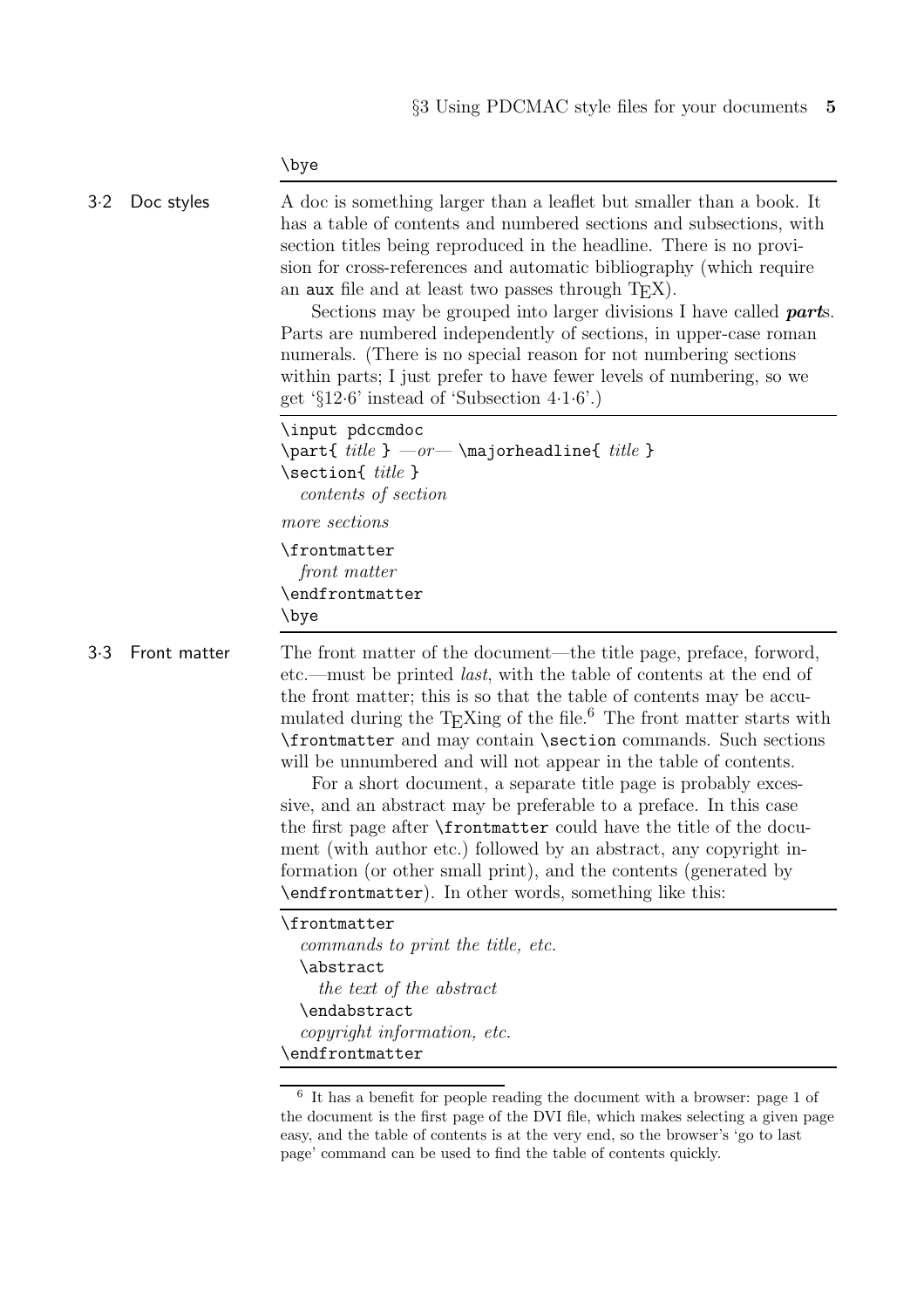```
\bye
```

### 3·2 Doc styles

A doc is something larger than a leaflet but smaller than a book. It has a table of contents and numbered sections and subsections, with section titles being reproduced in the headline. There is no provision for cross-references and automatic bibliography (which require an `aux` file and at least two passes through TEX).

Sections may be grouped into larger divisions I have called ***part***s. Parts are numbered independently of sections, in upper-case roman numerals. (There is no special reason for not numbering sections within parts; I just prefer to have fewer levels of numbering, so we get '§12·6' instead of 'Subsection 4·1·6'.)

```
\input pdccmdoc
\part{ title } —or— \majorheadline{ title }
\section{ title }
  contents of section
more sections
\frontmatter
  front matter
\endfrontmatter
\bye
```

### 3·3 Front matter

The front matter of the document—the title page, preface, forword, etc.—must be printed *last*, with the table of contents at the end of the front matter; this is so that the table of contents may be accumulated during the TEXing of the file.[6] The front matter starts with `\frontmatter` and may contain `\section` commands. Such sections will be unnumbered and will not appear in the table of contents.

For a short document, a separate title page is probably excessive, and an abstract may be preferable to a preface. In this case the first page after `\frontmatter` could have the title of the document (with author etc.) followed by an abstract, any copyright information (or other small print), and the contents (generated by `\endfrontmatter`). In other words, something like this:

```
\frontmatter
  commands to print the title, etc.
  \abstract
    the text of the abstract
  \endabstract
  copyright information, etc.
\endfrontmatter
```

[6] It has a benefit for people reading the document with a browser: page 1 of the document is the first page of the DVI file, which makes selecting a given page easy, and the table of contents is at the very end, so the browser's 'go to last page' command can be used to find the table of contents quickly.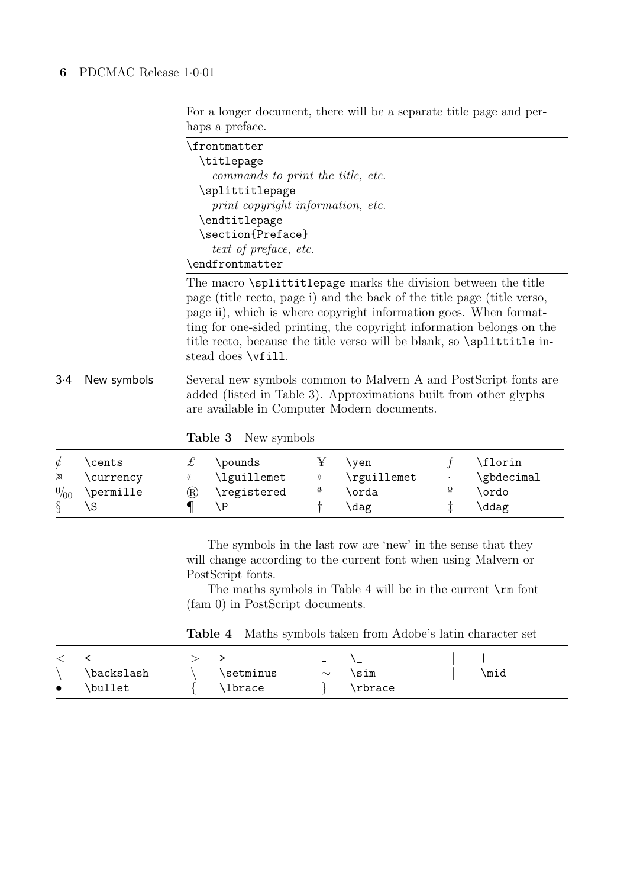For a longer document, there will be a separate title page and perhaps a preface.

```
\frontmatter
  \titlepage
    commands to print the title, etc.
  \splittitlepage
    print copyright information, etc.
  \endtitlepage
  \section{Preface}
    text of preface, etc.
\endfrontmatter
```

The macro `\splittitlepage` marks the division between the title page (title recto, page i) and the back of the title page (title verso, page ii), which is where copyright information goes. When formatting for one-sided printing, the copyright information belongs on the title recto, because the title verso will be blank, so `\splittitle` instead does `\vfill`.

## 3·4 New symbols

Several new symbols common to Malvern A and PostScript fonts are added (listed in Table 3). Approximations built from other glyphs are available in Computer Modern documents.

**Table 3** New symbols

| | | | | | | | |
|---|---|---|---|---|---|---|---|
| ¢ | `\cents` | £ | `\pounds` | ¥ | `\yen` | ƒ | `\florin` |
| ¤ | `\currency` | ‹ | `\lguillemet` | › | `\rguillemet` | · | `\gbdecimal` |
| ‰ | `\permille` | ® | `\registered` | ª | `\orda` | º | `\ordo` |
| § | `\S` | ¶ | `\P` | † | `\dag` | ‡ | `\ddag` |

The symbols in the last row are 'new' in the sense that they will change according to the current font when using Malvern or PostScript fonts.

The maths symbols in Table 4 will be in the current `\rm` font (fam 0) in PostScript documents.

**Table 4** Maths symbols taken from Adobe's latin character set

| | | | | | | | |
|---|---|---|---|---|---|---|---|
| $<$ | `<` | $>$ | `>` | _ | `\_` | $\vert$ | `|` |
| $\backslash$ | `\backslash` | $\setminus$ | `\setminus` | $\sim$ | `\sim` | $\mid$ | `\mid` |
| $\bullet$ | `\bullet` | $\{$ | `\lbrace` | $\}$ | `\rbrace` | | |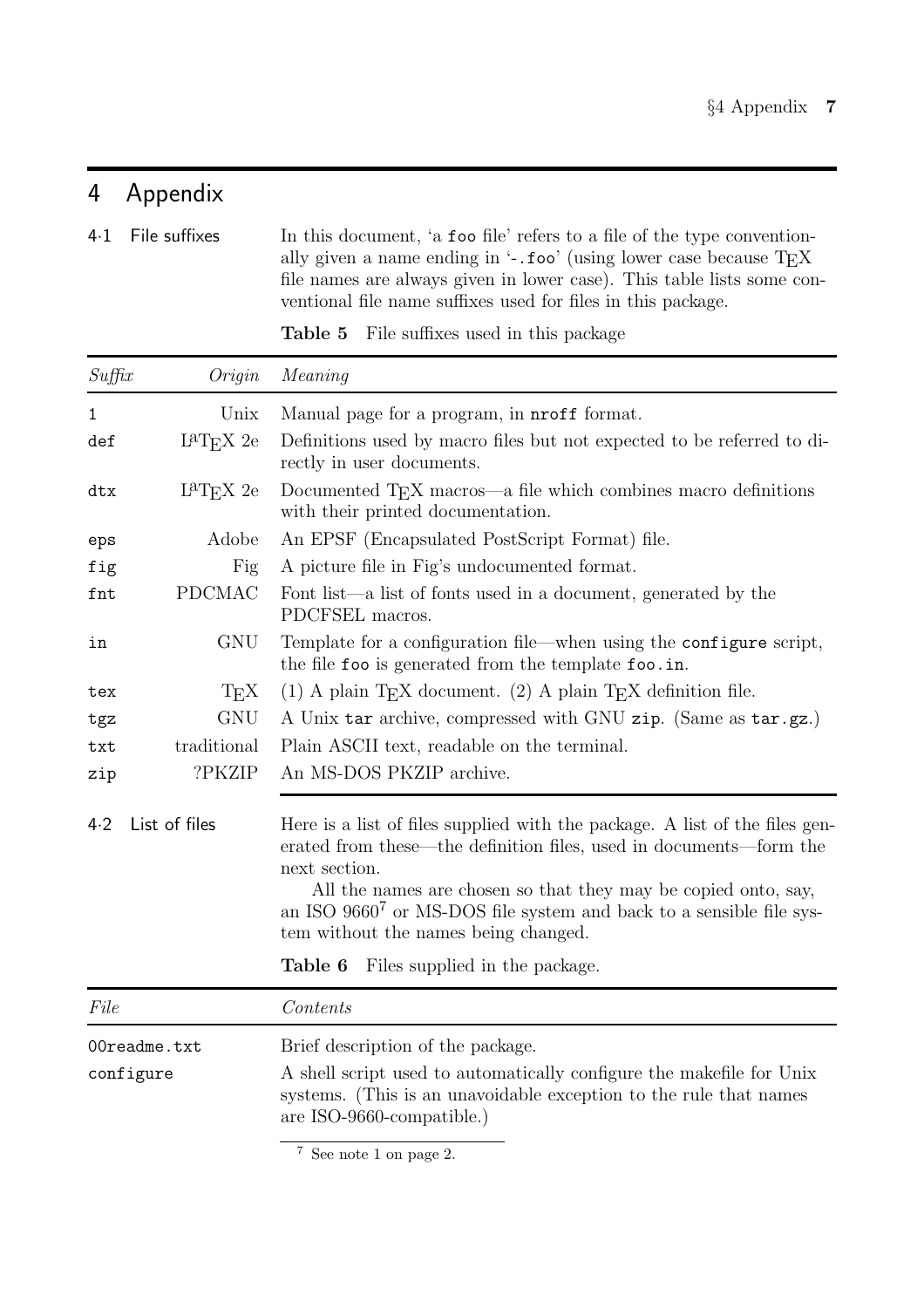# 4 Appendix

## 4·1 File suffixes

In this document, 'a `foo` file' refers to a file of the type conventionally given a name ending in '`-.foo`' (using lower case because TEX file names are always given in lower case). This table lists some conventional file name suffixes used for files in this package.

**Table 5** File suffixes used in this package

| *Suffix* | *Origin* | *Meaning* |
|---|---|---|
| `1` | Unix | Manual page for a program, in `nroff` format. |
| `def` | LaTeX 2e | Definitions used by macro files but not expected to be referred to directly in user documents. |
| `dtx` | LaTeX 2e | Documented TEX macros—a file which combines macro definitions with their printed documentation. |
| `eps` | Adobe | An EPSF (Encapsulated PostScript Format) file. |
| `fig` | Fig | A picture file in Fig's undocumented format. |
| `fnt` | PDCMAC | Font list—a list of fonts used in a document, generated by the PDCFSEL macros. |
| `in` | GNU | Template for a configuration file—when using the `configure` script, the file `foo` is generated from the template `foo.in`. |
| `tex` | TEX | (1) A plain TEX document. (2) A plain TEX definition file. |
| `tgz` | GNU | A Unix `tar` archive, compressed with GNU `zip`. (Same as `tar.gz`.) |
| `txt` | traditional | Plain ASCII text, readable on the terminal. |
| `zip` | ?PKZIP | An MS-DOS PKZIP archive. |

## 4·2 List of files

Here is a list of files supplied with the package. A list of the files generated from these—the definition files, used in documents—form the next section.

All the names are chosen so that they may be copied onto, say, an ISO 9660[7] or MS-DOS file system and back to a sensible file system without the names being changed.

**Table 6** Files supplied in the package.

| *File* | *Contents* |
|---|---|
| `00readme.txt` | Brief description of the package. |
| `configure` | A shell script used to automatically configure the makefile for Unix systems. (This is an unavoidable exception to the rule that names are ISO-9660-compatible.) |

[7] See note 1 on page 2.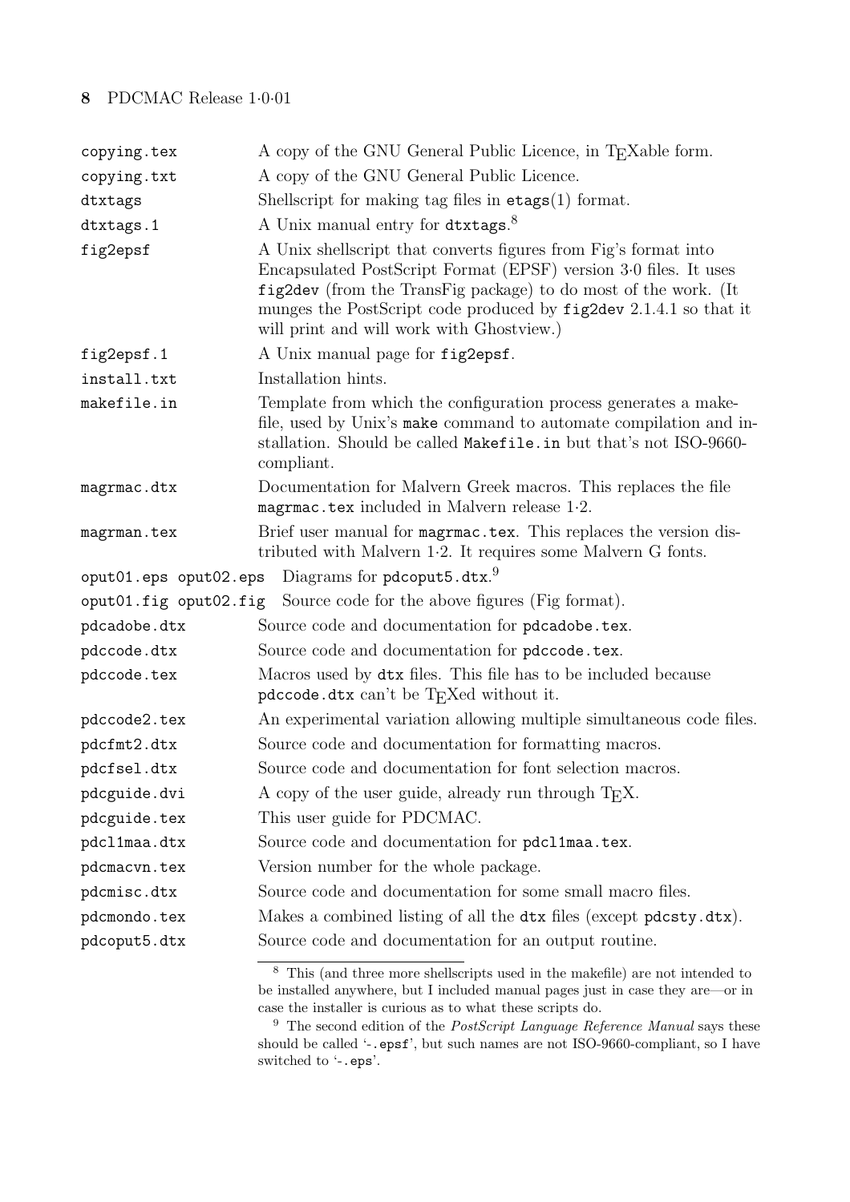| | |
|---|---|
| `copying.tex` | A copy of the GNU General Public Licence, in TEXable form. |
| `copying.txt` | A copy of the GNU General Public Licence. |
| `dtxtags` | Shellscript for making tag files in `etags`(1) format. |
| `dtxtags.1` | A Unix manual entry for `dtxtags`.[8] |
| `fig2epsf` | A Unix shellscript that converts figures from Fig's format into Encapsulated PostScript Format (EPSF) version 3·0 files. It uses `fig2dev` (from the TransFig package) to do most of the work. (It munges the PostScript code produced by `fig2dev` 2.1.4.1 so that it will print and will work with Ghostview.) |
| `fig2epsf.1` | A Unix manual page for `fig2epsf`. |
| `install.txt` | Installation hints. |
| `makefile.in` | Template from which the configuration process generates a makefile, used by Unix's `make` command to automate compilation and installation. Should be called `Makefile.in` but that's not ISO-9660-compliant. |
| `magrmac.dtx` | Documentation for Malvern Greek macros. This replaces the file `magrmac.tex` included in Malvern release 1·2. |
| `magrman.tex` | Brief user manual for `magrmac.tex`. This replaces the version distributed with Malvern 1·2. It requires some Malvern G fonts. |
| `oput01.eps oput02.eps` | Diagrams for `pdcoput5.dtx`.[9] |
| `oput01.fig oput02.fig` | Source code for the above figures (Fig format). |
| `pdcadobe.dtx` | Source code and documentation for `pdcadobe.tex`. |
| `pdccode.dtx` | Source code and documentation for `pdccode.tex`. |
| `pdccode.tex` | Macros used by `dtx` files. This file has to be included because `pdccode.dtx` can't be TEXed without it. |
| `pdccode2.tex` | An experimental variation allowing multiple simultaneous code files. |
| `pdcfmt2.dtx` | Source code and documentation for formatting macros. |
| `pdcfsel.dtx` | Source code and documentation for font selection macros. |
| `pdcguide.dvi` | A copy of the user guide, already run through TEX. |
| `pdcguide.tex` | This user guide for PDCMAC. |
| `pdcl1maa.dtx` | Source code and documentation for `pdcl1maa.tex`. |
| `pdcmacvn.tex` | Version number for the whole package. |
| `pdcmisc.dtx` | Source code and documentation for some small macro files. |
| `pdcmondo.tex` | Makes a combined listing of all the `dtx` files (except `pdcsty.dtx`). |
| `pdcoput5.dtx` | Source code and documentation for an output routine. |

[8] This (and three more shellscripts used in the makefile) are not intended to be installed anywhere, but I included manual pages just in case they are—or in case the installer is curious as to what these scripts do.

[9] The second edition of the *PostScript Language Reference Manual* says these should be called '`-.epsf`', but such names are not ISO-9660-compliant, so I have switched to '`-.eps`'.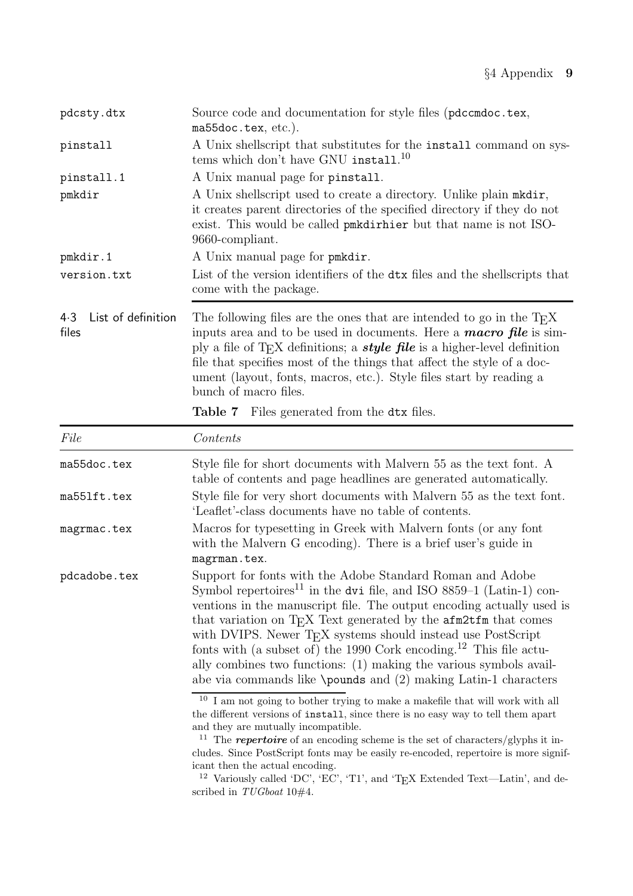| | |
|---|---|
| `pdcsty.dtx` | Source code and documentation for style files (`pdccmdoc.tex`, `ma55doc.tex`, etc.). |
| `pinstall` | A Unix shellscript that substitutes for the `install` command on systems which don't have GNU `install`.[10] |
| `pinstall.1` | A Unix manual page for `pinstall`. |
| `pmkdir` | A Unix shellscript used to create a directory. Unlike plain `mkdir`, it creates parent directories of the specified directory if they do not exist. This would be called `pmkdirhier` but that name is not ISO-9660-compliant. |
| `pmkdir.1` | A Unix manual page for `pmkdir`. |
| `version.txt` | List of the version identifiers of the `dtx` files and the shellscripts that come with the package. |

## 4·3 List of definition files

The following files are the ones that are intended to go in the TEX inputs area and to be used in documents. Here a ***macro file*** is simply a file of TEX definitions; a ***style file*** is a higher-level definition file that specifies most of the things that affect the style of a document (layout, fonts, macros, etc.). Style files start by reading a bunch of macro files.

**Table 7** Files generated from the `dtx` files.

| *File* | *Contents* |
|---|---|
| `ma55doc.tex` | Style file for short documents with Malvern 55 as the text font. A table of contents and page headlines are generated automatically. |
| `ma55lft.tex` | Style file for very short documents with Malvern 55 as the text font. 'Leaflet'-class documents have no table of contents. |
| `magrmac.tex` | Macros for typesetting in Greek with Malvern fonts (or any font with the Malvern G encoding). There is a brief user's guide in `magrman.tex`. |
| `pdcadobe.tex` | Support for fonts with the Adobe Standard Roman and Adobe Symbol repertoires[11] in the `dvi` file, and ISO 8859–1 (Latin-1) conventions in the manuscript file. The output encoding actually used is that variation on TEX Text generated by the `afm2tfm` that comes with DVIPS. Newer TEX systems should instead use PostScript fonts with (a subset of) the 1990 Cork encoding.[12] This file actually combines two functions: (1) making the various symbols availabe via commands like `\pounds` and (2) making Latin-1 characters |

[10] I am not going to bother trying to make a makefile that will work with all the different versions of `install`, since there is no easy way to tell them apart and they are mutually incompatible.

[11] The ***repertoire*** of an encoding scheme is the set of characters/glyphs it includes. Since PostScript fonts may be easily re-encoded, repertoire is more significant then the actual encoding.

[12] Variously called 'DC', 'EC', 'T1', and 'TEX Extended Text—Latin', and described in *TUGboat* 10#4.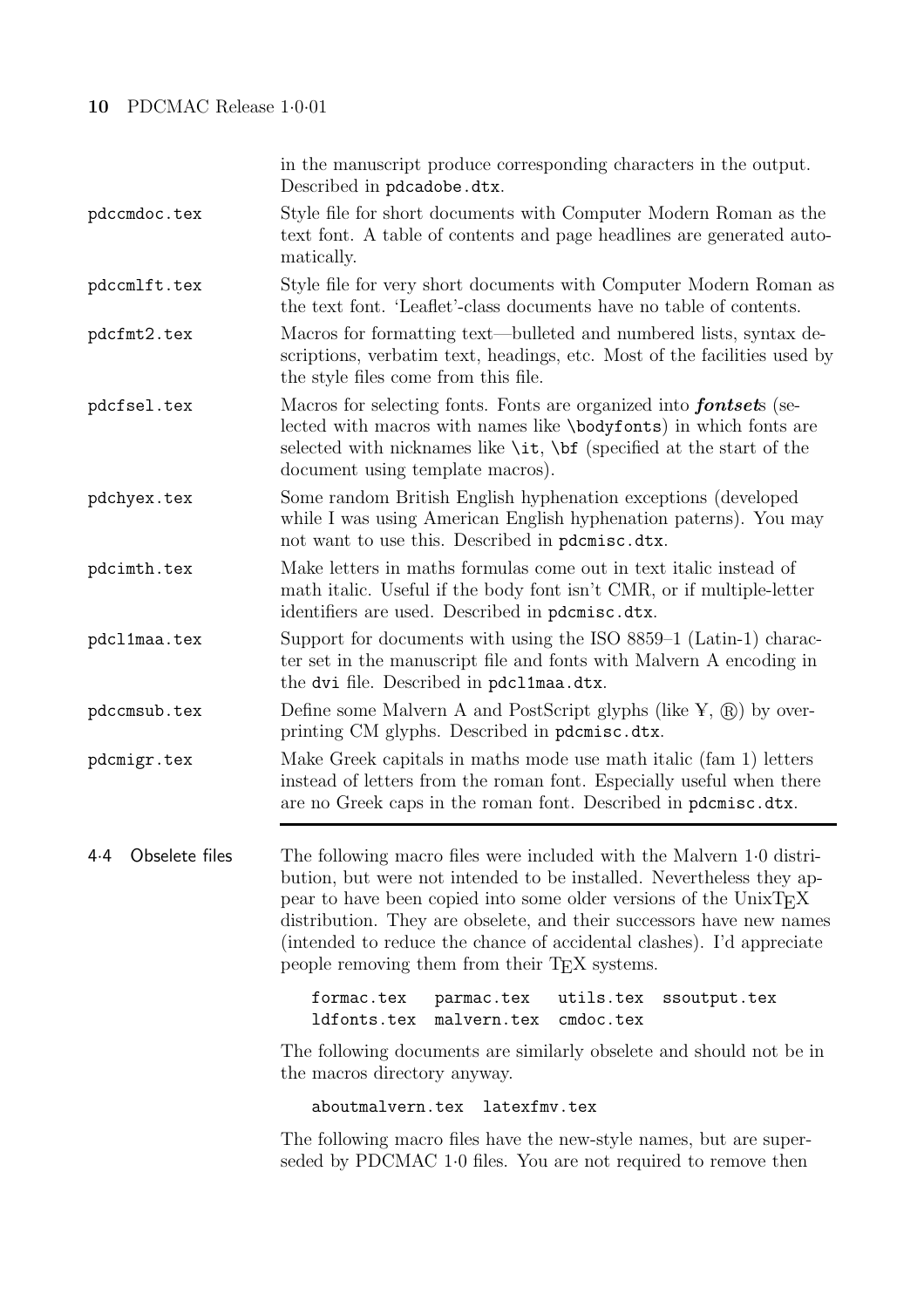in the manuscript produce corresponding characters in the output. Described in `pdcadobe.dtx`.

`pdccmdoc.tex`
: Style file for short documents with Computer Modern Roman as the text font. A table of contents and page headlines are generated automatically.

`pdccmlft.tex`
: Style file for very short documents with Computer Modern Roman as the text font. 'Leaflet'-class documents have no table of contents.

`pdcfmt2.tex`
: Macros for formatting text—bulleted and numbered lists, syntax descriptions, verbatim text, headings, etc. Most of the facilities used by the style files come from this file.

`pdcfsel.tex`
: Macros for selecting fonts. Fonts are organized into ***fontset***s (selected with macros with names like `\bodyfonts`) in which fonts are selected with nicknames like `\it`, `\bf` (specified at the start of the document using template macros).

`pdchyex.tex`
: Some random British English hyphenation exceptions (developed while I was using American English hyphenation paterns). You may not want to use this. Described in `pdcmisc.dtx`.

`pdcimth.tex`
: Make letters in maths formulas come out in text italic instead of math italic. Useful if the body font isn't CMR, or if multiple-letter identifiers are used. Described in `pdcmisc.dtx`.

`pdcl1maa.tex`
: Support for documents with using the ISO 8859–1 (Latin-1) character set in the manuscript file and fonts with Malvern A encoding in the `dvi` file. Described in `pdcl1maa.dtx`.

`pdccmsub.tex`
: Define some Malvern A and PostScript glyphs (like ¥, ®) by overprinting CM glyphs. Described in `pdcmisc.dtx`.

`pdcmigr.tex`
: Make Greek capitals in maths mode use math italic (fam 1) letters instead of letters from the roman font. Especially useful when there are no Greek caps in the roman font. Described in `pdcmisc.dtx`.

## 4·4 Obselete files

The following macro files were included with the Malvern 1·0 distribution, but were not intended to be installed. Nevertheless they appear to have been copied into some older versions of the UnixTEX distribution. They are obselete, and their successors have new names (intended to reduce the chance of accidental clashes). I'd appreciate people removing them from their TEX systems.

```
formac.tex   parmac.tex   utils.tex  ssoutput.tex
ldfonts.tex  malvern.tex  cmdoc.tex
```

The following documents are similarly obselete and should not be in the macros directory anyway.

```
aboutmalvern.tex  latexfmv.tex
```

The following macro files have the new-style names, but are superseded by PDCMAC 1·0 files. You are not required to remove then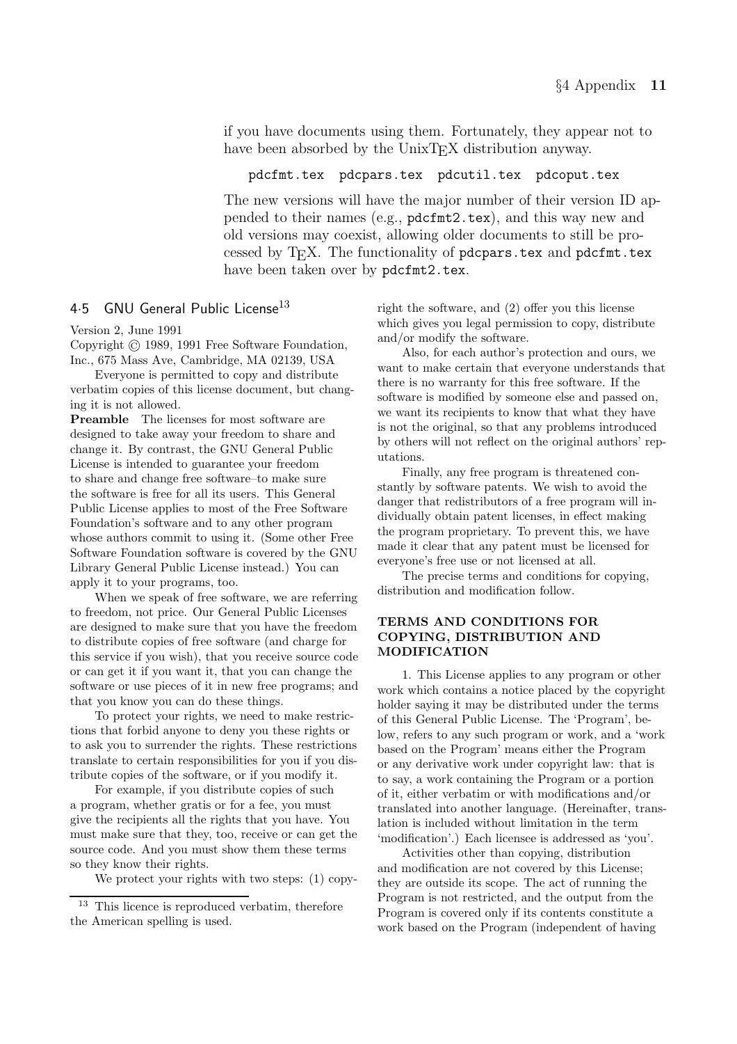if you have documents using them. Fortunately, they appear not to have been absorbed by the UnixTEX distribution anyway.

```
pdcfmt.tex  pdcpars.tex  pdcutil.tex  pdcoput.tex
```

The new versions will have the major number of their version ID appended to their names (e.g., `pdcfmt2.tex`), and this way new and old versions may coexist, allowing older documents to still be processed by TEX. The functionality of `pdcpars.tex` and `pdcfmt.tex` have been taken over by `pdcfmt2.tex`.

### 4·5 GNU General Public License[13]

Version 2, June 1991

Copyright © 1989, 1991 Free Software Foundation, Inc., 675 Mass Ave, Cambridge, MA 02139, USA

Everyone is permitted to copy and distribute verbatim copies of this license document, but changing it is not allowed.

**Preamble** The licenses for most software are designed to take away your freedom to share and change it. By contrast, the GNU General Public License is intended to guarantee your freedom to share and change free software–to make sure the software is free for all its users. This General Public License applies to most of the Free Software Foundation's software and to any other program whose authors commit to using it. (Some other Free Software Foundation software is covered by the GNU Library General Public License instead.) You can apply it to your programs, too.

When we speak of free software, we are referring to freedom, not price. Our General Public Licenses are designed to make sure that you have the freedom to distribute copies of free software (and charge for this service if you wish), that you receive source code or can get it if you want it, that you can change the software or use pieces of it in new free programs; and that you know you can do these things.

To protect your rights, we need to make restrictions that forbid anyone to deny you these rights or to ask you to surrender the rights. These restrictions translate to certain responsibilities for you if you distribute copies of the software, or if you modify it.

For example, if you distribute copies of such a program, whether gratis or for a fee, you must give the recipients all the rights that you have. You must make sure that they, too, receive or can get the source code. And you must show them these terms so they know their rights.

We protect your rights with two steps: (1) copyright the software, and (2) offer you this license which gives you legal permission to copy, distribute and/or modify the software.

Also, for each author's protection and ours, we want to make certain that everyone understands that there is no warranty for this free software. If the software is modified by someone else and passed on, we want its recipients to know that what they have is not the original, so that any problems introduced by others will not reflect on the original authors' reputations.

Finally, any free program is threatened constantly by software patents. We wish to avoid the danger that redistributors of a free program will individually obtain patent licenses, in effect making the program proprietary. To prevent this, we have made it clear that any patent must be licensed for everyone's free use or not licensed at all.

The precise terms and conditions for copying, distribution and modification follow.

#### TERMS AND CONDITIONS FOR COPYING, DISTRIBUTION AND MODIFICATION

1. This License applies to any program or other work which contains a notice placed by the copyright holder saying it may be distributed under the terms of this General Public License. The 'Program', below, refers to any such program or work, and a 'work based on the Program' means either the Program or any derivative work under copyright law: that is to say, a work containing the Program or a portion of it, either verbatim or with modifications and/or translated into another language. (Hereinafter, translation is included without limitation in the term 'modification'.) Each licensee is addressed as 'you'.

Activities other than copying, distribution and modification are not covered by this License; they are outside its scope. The act of running the Program is not restricted, and the output from the Program is covered only if its contents constitute a work based on the Program (independent of having

[13] This licence is reproduced verbatim, therefore the American spelling is used.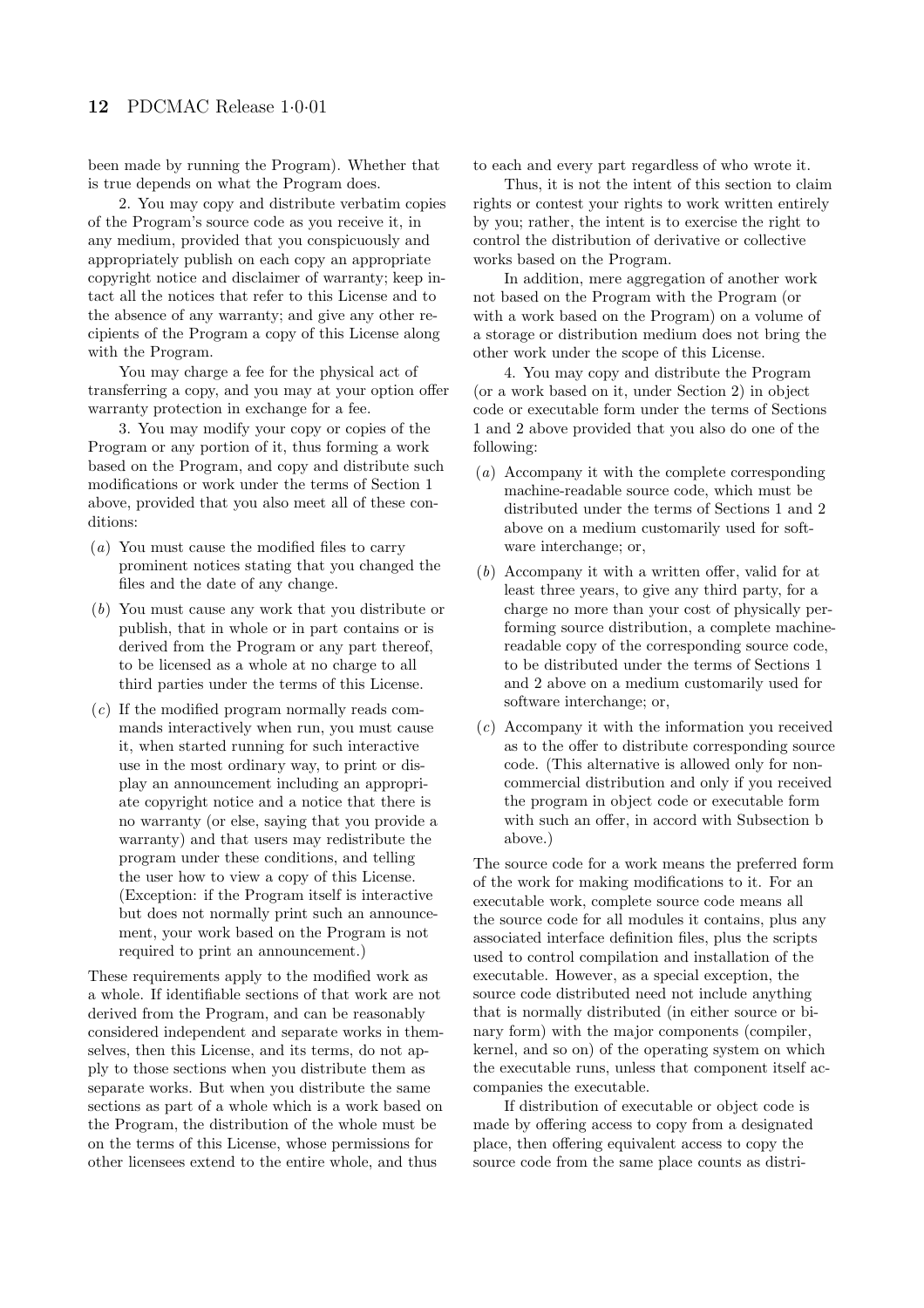been made by running the Program). Whether that is true depends on what the Program does.

2. You may copy and distribute verbatim copies of the Program's source code as you receive it, in any medium, provided that you conspicuously and appropriately publish on each copy an appropriate copyright notice and disclaimer of warranty; keep intact all the notices that refer to this License and to the absence of any warranty; and give any other recipients of the Program a copy of this License along with the Program.

You may charge a fee for the physical act of transferring a copy, and you may at your option offer warranty protection in exchange for a fee.

3. You may modify your copy or copies of the Program or any portion of it, thus forming a work based on the Program, and copy and distribute such modifications or work under the terms of Section 1 above, provided that you also meet all of these conditions:

(*a*) You must cause the modified files to carry prominent notices stating that you changed the files and the date of any change.

(*b*) You must cause any work that you distribute or publish, that in whole or in part contains or is derived from the Program or any part thereof, to be licensed as a whole at no charge to all third parties under the terms of this License.

(*c*) If the modified program normally reads commands interactively when run, you must cause it, when started running for such interactive use in the most ordinary way, to print or display an announcement including an appropriate copyright notice and a notice that there is no warranty (or else, saying that you provide a warranty) and that users may redistribute the program under these conditions, and telling the user how to view a copy of this License. (Exception: if the Program itself is interactive but does not normally print such an announcement, your work based on the Program is not required to print an announcement.)

These requirements apply to the modified work as a whole. If identifiable sections of that work are not derived from the Program, and can be reasonably considered independent and separate works in themselves, then this License, and its terms, do not apply to those sections when you distribute them as separate works. But when you distribute the same sections as part of a whole which is a work based on the Program, the distribution of the whole must be on the terms of this License, whose permissions for other licensees extend to the entire whole, and thus to each and every part regardless of who wrote it.

Thus, it is not the intent of this section to claim rights or contest your rights to work written entirely by you; rather, the intent is to exercise the right to control the distribution of derivative or collective works based on the Program.

In addition, mere aggregation of another work not based on the Program with the Program (or with a work based on the Program) on a volume of a storage or distribution medium does not bring the other work under the scope of this License.

4. You may copy and distribute the Program (or a work based on it, under Section 2) in object code or executable form under the terms of Sections 1 and 2 above provided that you also do one of the following:

(*a*) Accompany it with the complete corresponding machine-readable source code, which must be distributed under the terms of Sections 1 and 2 above on a medium customarily used for software interchange; or,

(*b*) Accompany it with a written offer, valid for at least three years, to give any third party, for a charge no more than your cost of physically performing source distribution, a complete machine-readable copy of the corresponding source code, to be distributed under the terms of Sections 1 and 2 above on a medium customarily used for software interchange; or,

(*c*) Accompany it with the information you received as to the offer to distribute corresponding source code. (This alternative is allowed only for noncommercial distribution and only if you received the program in object code or executable form with such an offer, in accord with Subsection b above.)

The source code for a work means the preferred form of the work for making modifications to it. For an executable work, complete source code means all the source code for all modules it contains, plus any associated interface definition files, plus the scripts used to control compilation and installation of the executable. However, as a special exception, the source code distributed need not include anything that is normally distributed (in either source or binary form) with the major components (compiler, kernel, and so on) of the operating system on which the executable runs, unless that component itself accompanies the executable.

If distribution of executable or object code is made by offering access to copy from a designated place, then offering equivalent access to copy the source code from the same place counts as distri-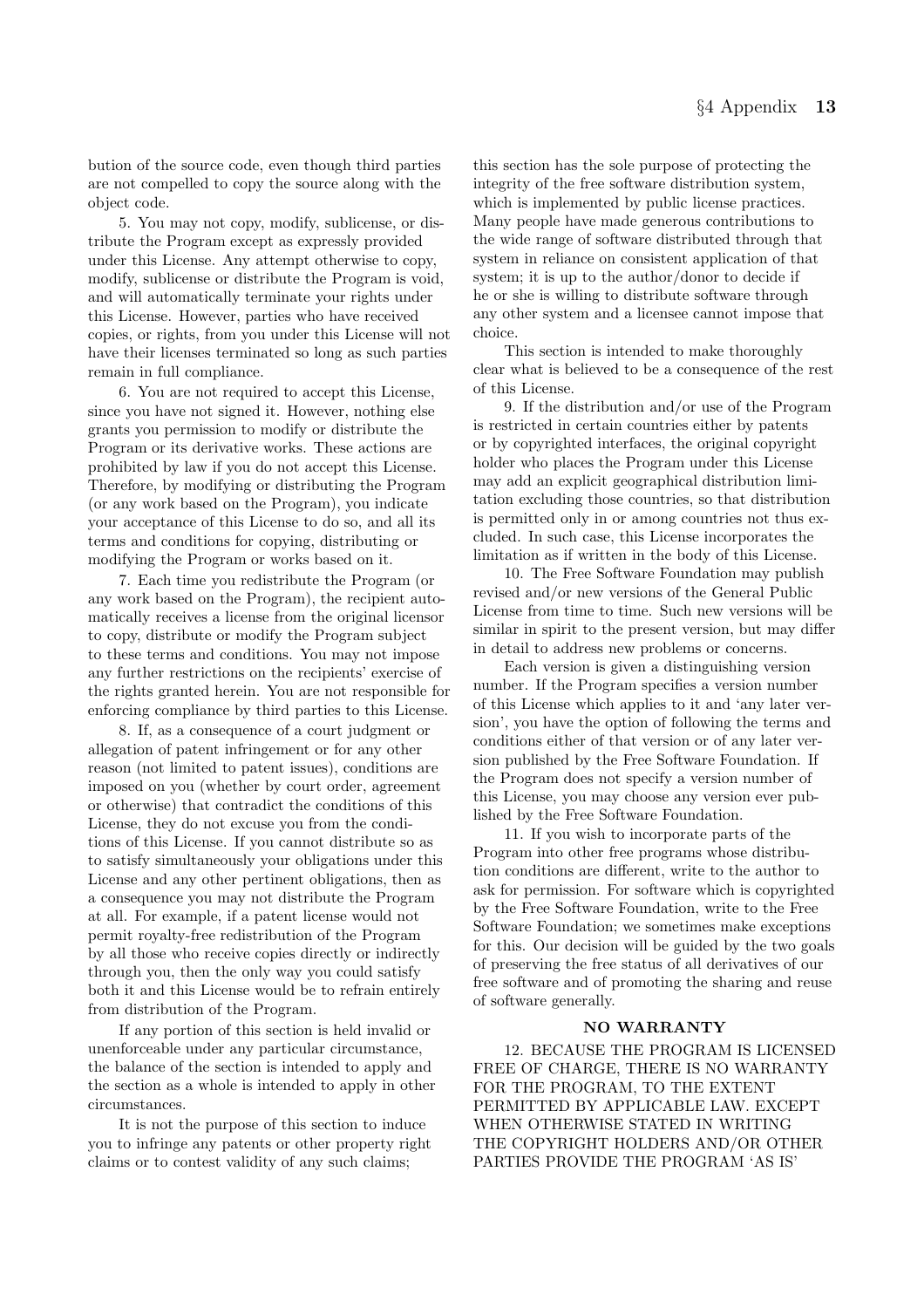bution of the source code, even though third parties are not compelled to copy the source along with the object code.

5. You may not copy, modify, sublicense, or distribute the Program except as expressly provided under this License. Any attempt otherwise to copy, modify, sublicense or distribute the Program is void, and will automatically terminate your rights under this License. However, parties who have received copies, or rights, from you under this License will not have their licenses terminated so long as such parties remain in full compliance.

6. You are not required to accept this License, since you have not signed it. However, nothing else grants you permission to modify or distribute the Program or its derivative works. These actions are prohibited by law if you do not accept this License. Therefore, by modifying or distributing the Program (or any work based on the Program), you indicate your acceptance of this License to do so, and all its terms and conditions for copying, distributing or modifying the Program or works based on it.

7. Each time you redistribute the Program (or any work based on the Program), the recipient automatically receives a license from the original licensor to copy, distribute or modify the Program subject to these terms and conditions. You may not impose any further restrictions on the recipients' exercise of the rights granted herein. You are not responsible for enforcing compliance by third parties to this License.

8. If, as a consequence of a court judgment or allegation of patent infringement or for any other reason (not limited to patent issues), conditions are imposed on you (whether by court order, agreement or otherwise) that contradict the conditions of this License, they do not excuse you from the conditions of this License. If you cannot distribute so as to satisfy simultaneously your obligations under this License and any other pertinent obligations, then as a consequence you may not distribute the Program at all. For example, if a patent license would not permit royalty-free redistribution of the Program by all those who receive copies directly or indirectly through you, then the only way you could satisfy both it and this License would be to refrain entirely from distribution of the Program.

If any portion of this section is held invalid or unenforceable under any particular circumstance, the balance of the section is intended to apply and the section as a whole is intended to apply in other circumstances.

It is not the purpose of this section to induce you to infringe any patents or other property right claims or to contest validity of any such claims; this section has the sole purpose of protecting the integrity of the free software distribution system, which is implemented by public license practices. Many people have made generous contributions to the wide range of software distributed through that system in reliance on consistent application of that system; it is up to the author/donor to decide if he or she is willing to distribute software through any other system and a licensee cannot impose that choice.

This section is intended to make thoroughly clear what is believed to be a consequence of the rest of this License.

9. If the distribution and/or use of the Program is restricted in certain countries either by patents or by copyrighted interfaces, the original copyright holder who places the Program under this License may add an explicit geographical distribution limitation excluding those countries, so that distribution is permitted only in or among countries not thus excluded. In such case, this License incorporates the limitation as if written in the body of this License.

10. The Free Software Foundation may publish revised and/or new versions of the General Public License from time to time. Such new versions will be similar in spirit to the present version, but may differ in detail to address new problems or concerns.

Each version is given a distinguishing version number. If the Program specifies a version number of this License which applies to it and 'any later version', you have the option of following the terms and conditions either of that version or of any later version published by the Free Software Foundation. If the Program does not specify a version number of this License, you may choose any version ever published by the Free Software Foundation.

11. If you wish to incorporate parts of the Program into other free programs whose distribution conditions are different, write to the author to ask for permission. For software which is copyrighted by the Free Software Foundation, write to the Free Software Foundation; we sometimes make exceptions for this. Our decision will be guided by the two goals of preserving the free status of all derivatives of our free software and of promoting the sharing and reuse of software generally.

**NO WARRANTY**

12. BECAUSE THE PROGRAM IS LICENSED FREE OF CHARGE, THERE IS NO WARRANTY FOR THE PROGRAM, TO THE EXTENT PERMITTED BY APPLICABLE LAW. EXCEPT WHEN OTHERWISE STATED IN WRITING THE COPYRIGHT HOLDERS AND/OR OTHER PARTIES PROVIDE THE PROGRAM 'AS IS'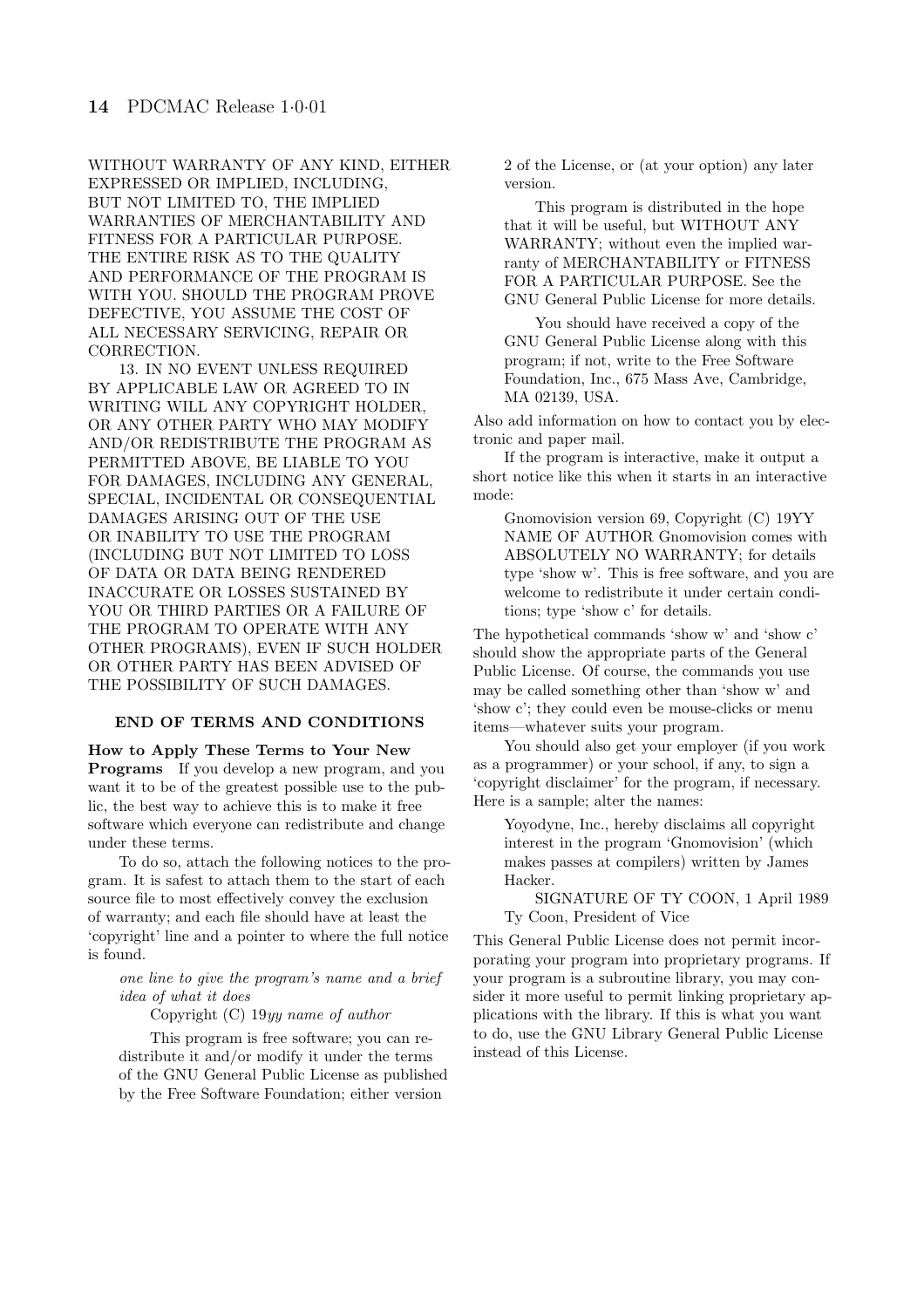WITHOUT WARRANTY OF ANY KIND, EITHER EXPRESSED OR IMPLIED, INCLUDING, BUT NOT LIMITED TO, THE IMPLIED WARRANTIES OF MERCHANTABILITY AND FITNESS FOR A PARTICULAR PURPOSE. THE ENTIRE RISK AS TO THE QUALITY AND PERFORMANCE OF THE PROGRAM IS WITH YOU. SHOULD THE PROGRAM PROVE DEFECTIVE, YOU ASSUME THE COST OF ALL NECESSARY SERVICING, REPAIR OR CORRECTION.

13. IN NO EVENT UNLESS REQUIRED BY APPLICABLE LAW OR AGREED TO IN WRITING WILL ANY COPYRIGHT HOLDER, OR ANY OTHER PARTY WHO MAY MODIFY AND/OR REDISTRIBUTE THE PROGRAM AS PERMITTED ABOVE, BE LIABLE TO YOU FOR DAMAGES, INCLUDING ANY GENERAL, SPECIAL, INCIDENTAL OR CONSEQUENTIAL DAMAGES ARISING OUT OF THE USE OR INABILITY TO USE THE PROGRAM (INCLUDING BUT NOT LIMITED TO LOSS OF DATA OR DATA BEING RENDERED INACCURATE OR LOSSES SUSTAINED BY YOU OR THIRD PARTIES OR A FAILURE OF THE PROGRAM TO OPERATE WITH ANY OTHER PROGRAMS), EVEN IF SUCH HOLDER OR OTHER PARTY HAS BEEN ADVISED OF THE POSSIBILITY OF SUCH DAMAGES.

**END OF TERMS AND CONDITIONS**

**How to Apply These Terms to Your New Programs** If you develop a new program, and you want it to be of the greatest possible use to the public, the best way to achieve this is to make it free software which everyone can redistribute and change under these terms.

To do so, attach the following notices to the program. It is safest to attach them to the start of each source file to most effectively convey the exclusion of warranty; and each file should have at least the 'copyright' line and a pointer to where the full notice is found.

> *one line to give the program's name and a brief idea of what it does*
>
> Copyright (C) 19*yy name of author*
>
> This program is free software; you can redistribute it and/or modify it under the terms of the GNU General Public License as published by the Free Software Foundation; either version 2 of the License, or (at your option) any later version.
>
> This program is distributed in the hope that it will be useful, but WITHOUT ANY WARRANTY; without even the implied warranty of MERCHANTABILITY or FITNESS FOR A PARTICULAR PURPOSE. See the GNU General Public License for more details.
>
> You should have received a copy of the GNU General Public License along with this program; if not, write to the Free Software Foundation, Inc., 675 Mass Ave, Cambridge, MA 02139, USA.

Also add information on how to contact you by electronic and paper mail.

If the program is interactive, make it output a short notice like this when it starts in an interactive mode:

> Gnomovision version 69, Copyright (C) 19YY NAME OF AUTHOR Gnomovision comes with ABSOLUTELY NO WARRANTY; for details type 'show w'. This is free software, and you are welcome to redistribute it under certain conditions; type 'show c' for details.

The hypothetical commands 'show w' and 'show c' should show the appropriate parts of the General Public License. Of course, the commands you use may be called something other than 'show w' and 'show c'; they could even be mouse-clicks or menu items—whatever suits your program.

You should also get your employer (if you work as a programmer) or your school, if any, to sign a 'copyright disclaimer' for the program, if necessary. Here is a sample; alter the names:

> Yoyodyne, Inc., hereby disclaims all copyright interest in the program 'Gnomovision' (which makes passes at compilers) written by James Hacker.
>
> SIGNATURE OF TY COON, 1 April 1989
> Ty Coon, President of Vice

This General Public License does not permit incorporating your program into proprietary programs. If your program is a subroutine library, you may consider it more useful to permit linking proprietary applications with the library. If this is what you want to do, use the GNU Library General Public License instead of this License.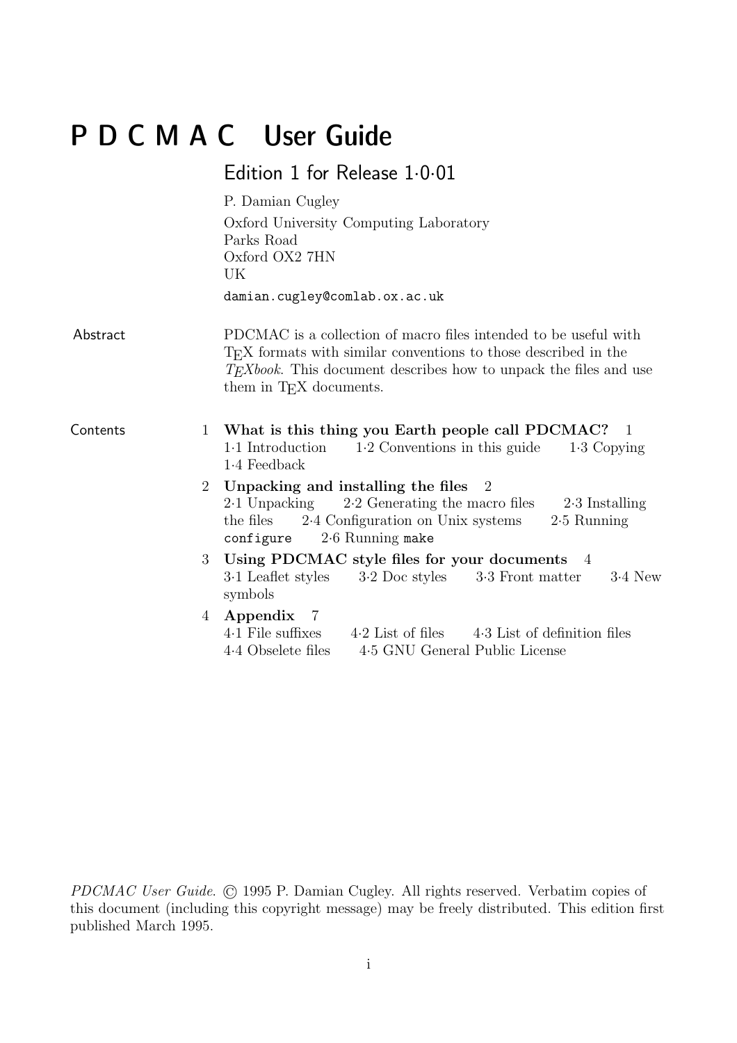# P D C M A C User Guide

## Edition 1 for Release 1·0·01

P. Damian Cugley

Oxford University Computing Laboratory
Parks Road
Oxford OX2 7HN
UK

`damian.cugley@comlab.ox.ac.uk`

**Abstract**

PDCMAC is a collection of macro files intended to be useful with TEX formats with similar conventions to those described in the *TEXbook*. This document describes how to unpack the files and use them in TEX documents.

**Contents**

1 **What is this thing you Earth people call PDCMAC?** 1
1·1 Introduction 1·2 Conventions in this guide 1·3 Copying 1·4 Feedback

2 **Unpacking and installing the files** 2
2·1 Unpacking 2·2 Generating the macro files 2·3 Installing the files 2·4 Configuration on Unix systems 2·5 Running `configure` 2·6 Running `make`

3 **Using PDCMAC style files for your documents** 4
3·1 Leaflet styles 3·2 Doc styles 3·3 Front matter 3·4 New symbols

4 **Appendix** 7
4·1 File suffixes 4·2 List of files 4·3 List of definition files 4·4 Obselete files 4·5 GNU General Public License

*PDCMAC User Guide*. © 1995 P. Damian Cugley. All rights reserved. Verbatim copies of this document (including this copyright message) may be freely distributed. This edition first published March 1995.